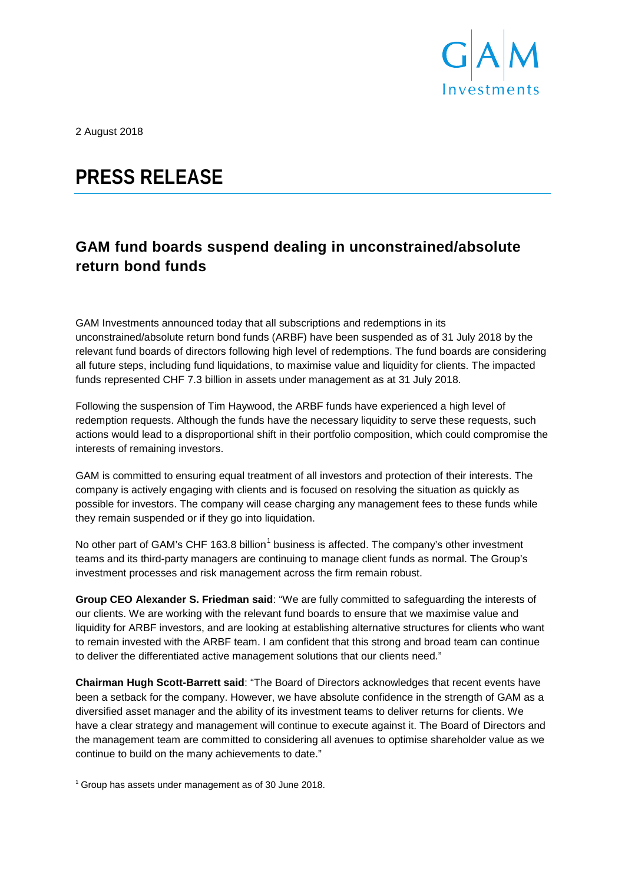2 August 2018

# PRESS RELEASE

## GAM fund boards suspend dealing in unconstrained/absolute return bond funds

GAM Investments announced today that all subscriptions and redemptions in its unconstrained/absolute return bond funds (ARBF) have been suspended as of 31 July 2018 by the relevant fund boards of directors following high level of redemptions. The fund boards are considering all future steps, including fund liquidations, to maximise value and liquidity for clients. The impacted funds represented CHF 7.3 billion in assets under management as at 31 July 2018.

Following the suspension of Tim Haywood, the ARBF funds have experienced a high level of redemption requests. Although the funds have the necessary liquidity to serve these requests, such actions would lead to a disproportional shift in their portfolio composition, which could compromise the interests of remaining investors.

GAM is committed to ensuring equal treatment of all investors and protection of their interests. The company is actively engaging with clients and is focused on resolving the situation as quickly as possible for investors. The company will cease charging any management fees to these funds while they remain suspended or if they go into liquidation.

No other part of GAM's CHF 163.8 billion[1] business is affected. The company's other investment teams and its third-party managers are continuing to manage client funds as normal. The Group's investment processes and risk management across the firm remain robust.

**Group CEO Alexander S. Friedman said**: "We are fully committed to safeguarding the interests of our clients. We are working with the relevant fund boards to ensure that we maximise value and liquidity for ARBF investors, and are looking at establishing alternative structures for clients who want to remain invested with the ARBF team. I am confident that this strong and broad team can continue to deliver the differentiated active management solutions that our clients need."

**Chairman Hugh Scott-Barrett said**: "The Board of Directors acknowledges that recent events have been a setback for the company. However, we have absolute confidence in the strength of GAM as a diversified asset manager and the ability of its investment teams to deliver returns for clients. We have a clear strategy and management will continue to execute against it. The Board of Directors and the management team are committed to considering all avenues to optimise shareholder value as we continue to build on the many achievements to date."

[1] Group has assets under management as of 30 June 2018.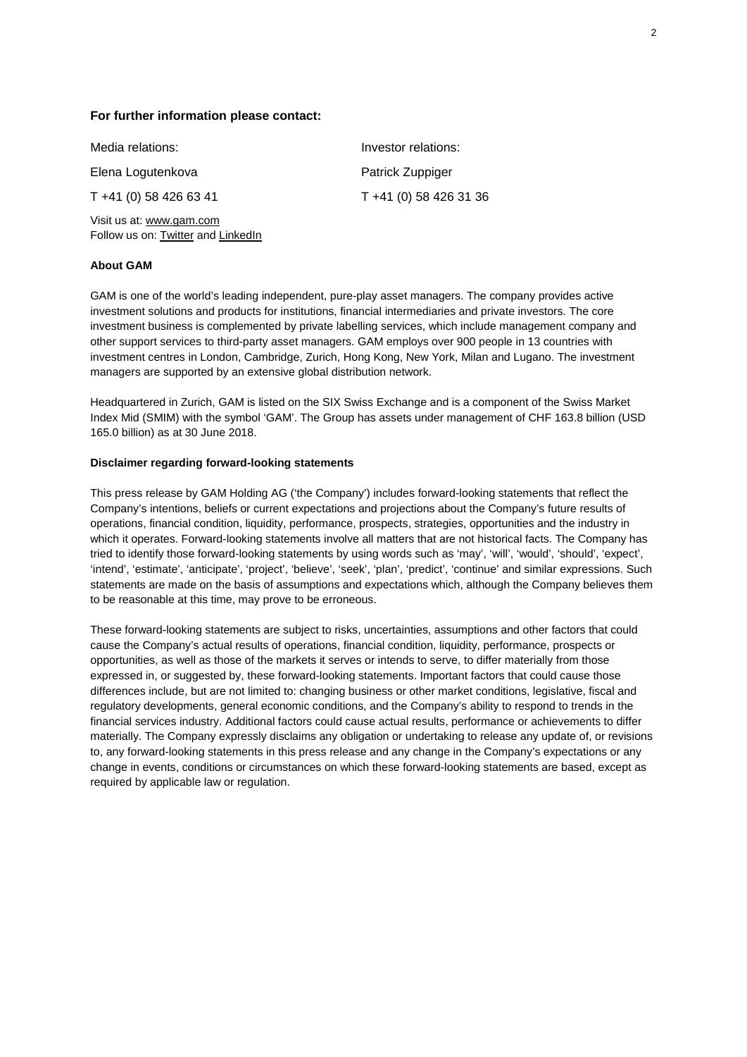**For further information please contact:**

| Media relations: | Investor relations: |
|---|---|
| Elena Logutenkova | Patrick Zuppiger |
| T +41 (0) 58 426 63 41 | T +41 (0) 58 426 31 36 |

Visit us at: www.gam.com
Follow us on: Twitter and LinkedIn

**About GAM**

GAM is one of the world's leading independent, pure-play asset managers. The company provides active investment solutions and products for institutions, financial intermediaries and private investors. The core investment business is complemented by private labelling services, which include management company and other support services to third-party asset managers. GAM employs over 900 people in 13 countries with investment centres in London, Cambridge, Zurich, Hong Kong, New York, Milan and Lugano. The investment managers are supported by an extensive global distribution network.

Headquartered in Zurich, GAM is listed on the SIX Swiss Exchange and is a component of the Swiss Market Index Mid (SMIM) with the symbol 'GAM'. The Group has assets under management of CHF 163.8 billion (USD 165.0 billion) as at 30 June 2018.

**Disclaimer regarding forward-looking statements**

This press release by GAM Holding AG ('the Company') includes forward-looking statements that reflect the Company's intentions, beliefs or current expectations and projections about the Company's future results of operations, financial condition, liquidity, performance, prospects, strategies, opportunities and the industry in which it operates. Forward-looking statements involve all matters that are not historical facts. The Company has tried to identify those forward-looking statements by using words such as 'may', 'will', 'would', 'should', 'expect', 'intend', 'estimate', 'anticipate', 'project', 'believe', 'seek', 'plan', 'predict', 'continue' and similar expressions. Such statements are made on the basis of assumptions and expectations which, although the Company believes them to be reasonable at this time, may prove to be erroneous.

These forward-looking statements are subject to risks, uncertainties, assumptions and other factors that could cause the Company's actual results of operations, financial condition, liquidity, performance, prospects or opportunities, as well as those of the markets it serves or intends to serve, to differ materially from those expressed in, or suggested by, these forward-looking statements. Important factors that could cause those differences include, but are not limited to: changing business or other market conditions, legislative, fiscal and regulatory developments, general economic conditions, and the Company's ability to respond to trends in the financial services industry. Additional factors could cause actual results, performance or achievements to differ materially. The Company expressly disclaims any obligation or undertaking to release any update of, or revisions to, any forward-looking statements in this press release and any change in the Company's expectations or any change in events, conditions or circumstances on which these forward-looking statements are based, except as required by applicable law or regulation.